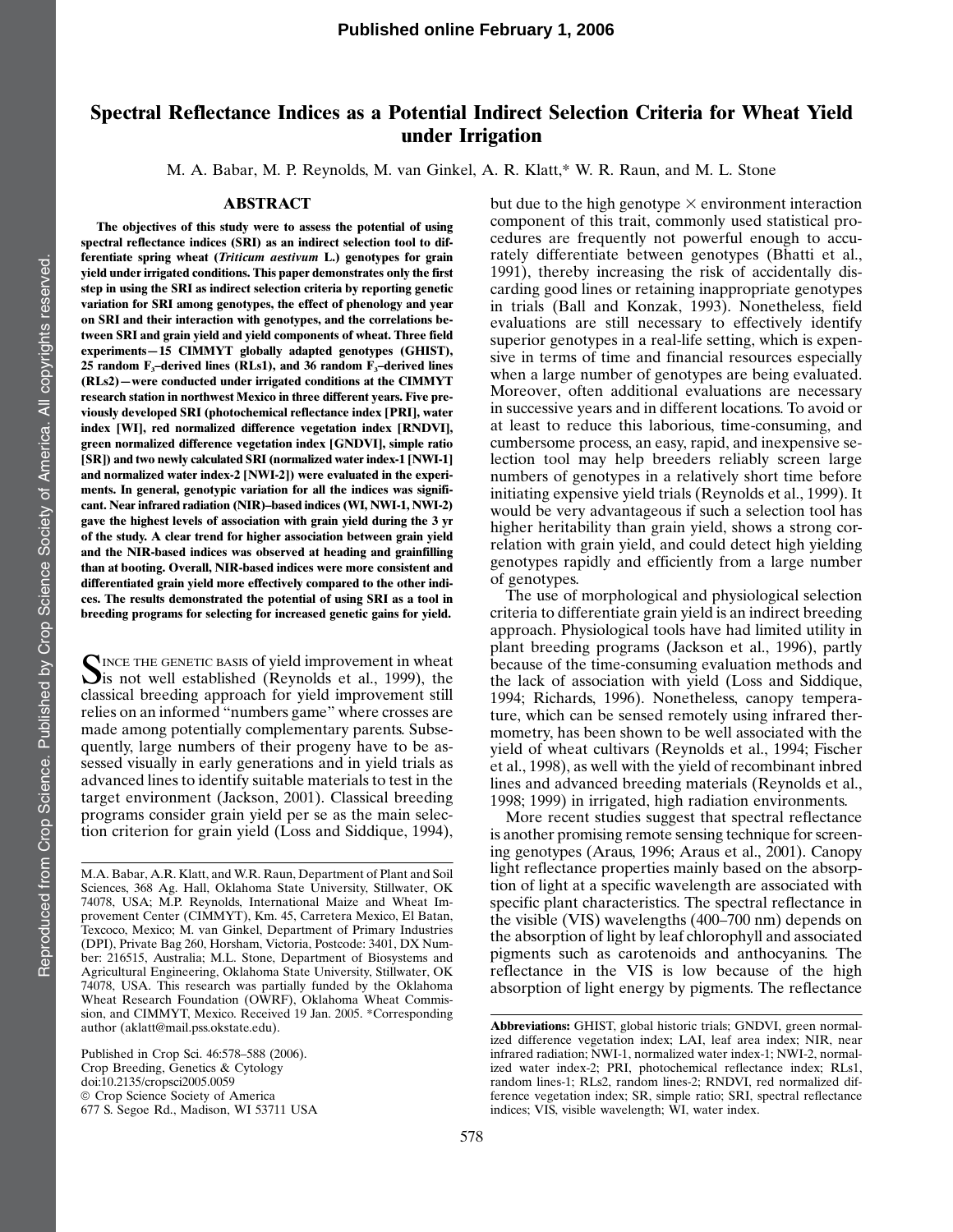# Spectral Reflectance Indices as a Potential Indirect Selection Criteria for Wheat Yield under Irrigation

M. A. Babar, M. P. Reynolds, M. van Ginkel, A. R. Klatt,* W. R. Raun, and M. L. Stone

## ABSTRACT

**The objectives of this study were to assess the potential of using spectral reflectance indices (SRI) as an indirect selection tool to differentiate spring wheat (*Triticum aestivum* L.) genotypes for grain yield under irrigated conditions. This paper demonstrates only the first step in using the SRI as indirect selection criteria by reporting genetic variation for SRI among genotypes, the effect of phenology and year on SRI and their interaction with genotypes, and the correlations between SRI and grain yield and yield components of wheat. Three field experiments—15 CIMMYT globally adapted genotypes (GHIST), 25 random $F_3$–derived lines (RLs1), and 36 random $F_3$–derived lines (RLs2)—were conducted under irrigated conditions at the CIMMYT research station in northwest Mexico in three different years. Five previously developed SRI (photochemical reflectance index [PRI], water index [WI], red normalized difference vegetation index [RNDVI], green normalized difference vegetation index [GNDVI], simple ratio [SR]) and two newly calculated SRI (normalized water index-1 [NWI-1] and normalized water index-2 [NWI-2]) were evaluated in the experiments. In general, genotypic variation for all the indices was significant. Near infrared radiation (NIR)–based indices (WI, NWI-1, NWI-2) gave the highest levels of association with grain yield during the 3 yr of the study. A clear trend for higher association between grain yield and the NIR-based indices was observed at heading and grainfilling than at booting. Overall, NIR-based indices were more consistent and differentiated grain yield more effectively compared to the other indices. The results demonstrated the potential of using SRI as a tool in breeding programs for selecting for increased genetic gains for yield.**

Since the genetic basis of yield improvement in wheat is not well established (Reynolds et al., 1999), the classical breeding approach for yield improvement still relies on an informed "numbers game" where crosses are made among potentially complementary parents. Subsequently, large numbers of their progeny have to be assessed visually in early generations and in yield trials as advanced lines to identify suitable materials to test in the target environment (Jackson, 2001). Classical breeding programs consider grain yield per se as the main selection criterion for grain yield (Loss and Siddique, 1994), but due to the high genotype × environment interaction component of this trait, commonly used statistical procedures are frequently not powerful enough to accurately differentiate between genotypes (Bhatti et al., 1991), thereby increasing the risk of accidentally discarding good lines or retaining inappropriate genotypes in trials (Ball and Konzak, 1993). Nonetheless, field evaluations are still necessary to effectively identify superior genotypes in a real-life setting, which is expensive in terms of time and financial resources especially when a large number of genotypes are being evaluated. Moreover, often additional evaluations are necessary in successive years and in different locations. To avoid or at least to reduce this laborious, time-consuming, and cumbersome process, an easy, rapid, and inexpensive selection tool may help breeders reliably screen large numbers of genotypes in a relatively short time before initiating expensive yield trials (Reynolds et al., 1999). It would be very advantageous if such a selection tool has higher heritability than grain yield, shows a strong correlation with grain yield, and could detect high yielding genotypes rapidly and efficiently from a large number of genotypes.

The use of morphological and physiological selection criteria to differentiate grain yield is an indirect breeding approach. Physiological tools have had limited utility in plant breeding programs (Jackson et al., 1996), partly because of the time-consuming evaluation methods and the lack of association with yield (Loss and Siddique, 1994; Richards, 1996). Nonetheless, canopy temperature, which can be sensed remotely using infrared thermometry, has been shown to be well associated with the yield of wheat cultivars (Reynolds et al., 1994; Fischer et al., 1998), as well with the yield of recombinant inbred lines and advanced breeding materials (Reynolds et al., 1998; 1999) in irrigated, high radiation environments.

More recent studies suggest that spectral reflectance is another promising remote sensing technique for screening genotypes (Araus, 1996; Araus et al., 2001). Canopy light reflectance properties mainly based on the absorption of light at a specific wavelength are associated with specific plant characteristics. The spectral reflectance in the visible (VIS) wavelengths (400–700 nm) depends on the absorption of light by leaf chlorophyll and associated pigments such as carotenoids and anthocyanins. The reflectance in the VIS is low because of the high absorption of light energy by pigments. The reflectance

---

M.A. Babar, A.R. Klatt, and W.R. Raun, Department of Plant and Soil Sciences, 368 Ag. Hall, Oklahoma State University, Stillwater, OK 74078, USA; M.P. Reynolds, International Maize and Wheat Improvement Center (CIMMYT), Km. 45, Carretera Mexico, El Batan, Texcoco, Mexico; M. van Ginkel, Department of Primary Industries (DPI), Private Bag 260, Horsham, Victoria, Postcode: 3401, DX Number: 216515, Australia; M.L. Stone, Department of Biosystems and Agricultural Engineering, Oklahoma State University, Stillwater, OK 74078, USA. This research was partially funded by the Oklahoma Wheat Research Foundation (OWRF), Oklahoma Wheat Commission, and CIMMYT, Mexico. Received 19 Jan. 2005. *Corresponding author (aklatt@mail.pss.okstate.edu).

Published in Crop Sci. 46:578–588 (2006).
Crop Breeding, Genetics & Cytology
doi:10.2135/cropsci2005.0059
© Crop Science Society of America
677 S. Segoe Rd., Madison, WI 53711 USA

**Abbreviations:** GHIST, global historic trials; GNDVI, green normalized difference vegetation index; LAI, leaf area index; NIR, near infrared radiation; NWI-1, normalized water index-1; NWI-2, normalized water index-2; PRI, photochemical reflectance index; RLs1, random lines-1; RLs2, random lines-2; RNDVI, red normalized difference vegetation index; SR, simple ratio; SRI, spectral reflectance indices; VIS, visible wavelength; WI, water index.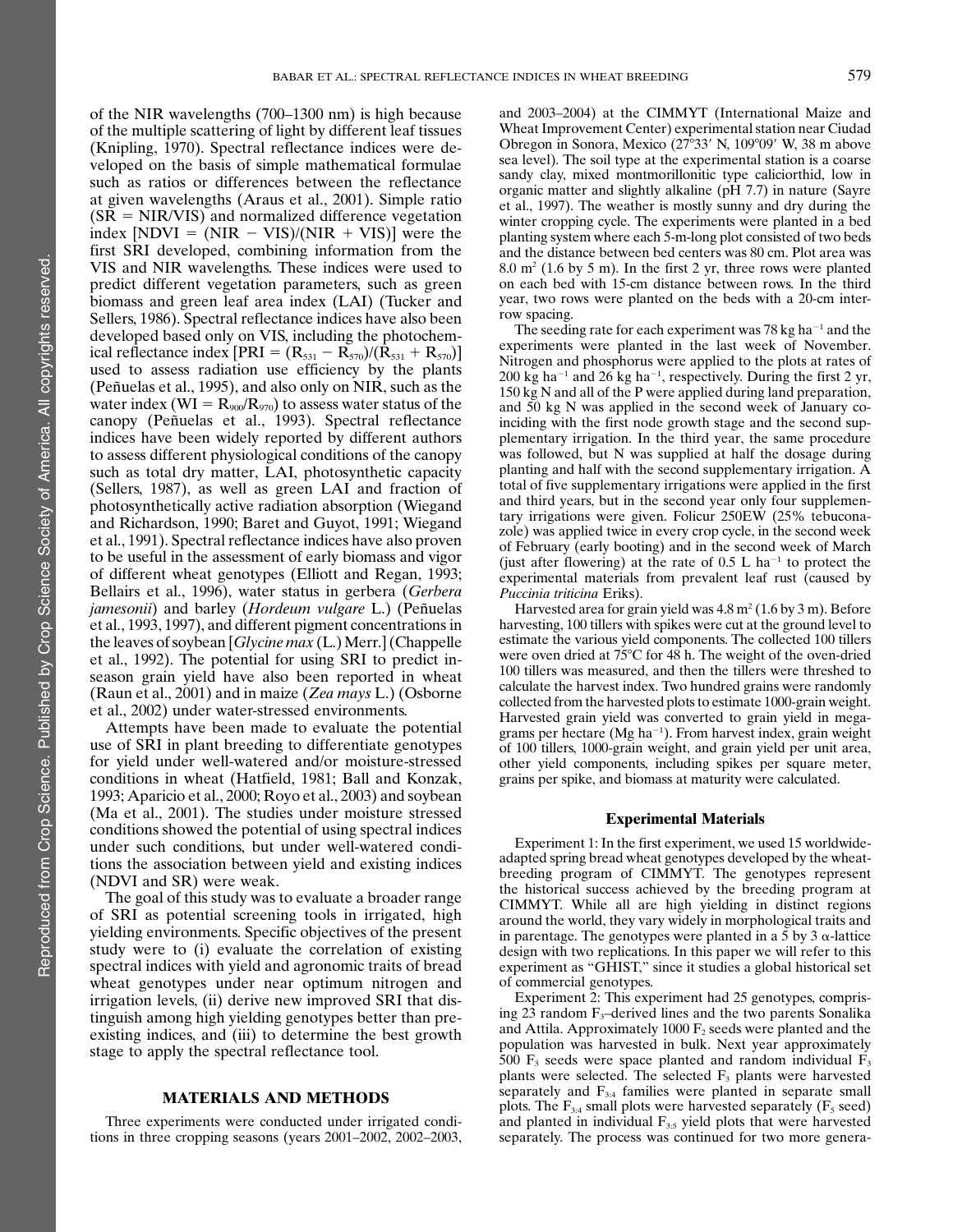of the NIR wavelengths (700–1300 nm) is high because of the multiple scattering of light by different leaf tissues (Knipling, 1970). Spectral reflectance indices were developed on the basis of simple mathematical formulae such as ratios or differences between the reflectance at given wavelengths (Araus et al., 2001). Simple ratio (SR = NIR/VIS) and normalized difference vegetation index [NDVI = (NIR − VIS)/(NIR + VIS)] were the first SRI developed, combining information from the VIS and NIR wavelengths. These indices were used to predict different vegetation parameters, such as green biomass and green leaf area index (LAI) (Tucker and Sellers, 1986). Spectral reflectance indices have also been developed based only on VIS, including the photochemical reflectance index [PRI = $(R_{531} - R_{570})/(R_{531} + R_{570})$] used to assess radiation use efficiency by the plants (Peñuelas et al., 1995), and also only on NIR, such as the water index (WI = $R_{900}/R_{970}$) to assess water status of the canopy (Peñuelas et al., 1993). Spectral reflectance indices have been widely reported by different authors to assess different physiological conditions of the canopy such as total dry matter, LAI, photosynthetic capacity (Sellers, 1987), as well as green LAI and fraction of photosynthetically active radiation absorption (Wiegand and Richardson, 1990; Baret and Guyot, 1991; Wiegand et al., 1991). Spectral reflectance indices have also proven to be useful in the assessment of early biomass and vigor of different wheat genotypes (Elliott and Regan, 1993; Bellairs et al., 1996), water status in gerbera (*Gerbera jamesonii*) and barley (*Hordeum vulgare* L.) (Peñuelas et al., 1993, 1997), and different pigment concentrations in the leaves of soybean [*Glycine max* (L.) Merr.] (Chappelle et al., 1992). The potential for using SRI to predict in-season grain yield have also been reported in wheat (Raun et al., 2001) and in maize (*Zea mays* L.) (Osborne et al., 2002) under water-stressed environments.

Attempts have been made to evaluate the potential use of SRI in plant breeding to differentiate genotypes for yield under well-watered and/or moisture-stressed conditions in wheat (Hatfield, 1981; Ball and Konzak, 1993; Aparicio et al., 2000; Royo et al., 2003) and soybean (Ma et al., 2001). The studies under moisture stressed conditions showed the potential of using spectral indices under such conditions, but under well-watered conditions the association between yield and existing indices (NDVI and SR) were weak.

The goal of this study was to evaluate a broader range of SRI as potential screening tools in irrigated, high yielding environments. Specific objectives of the present study were to (i) evaluate the correlation of existing spectral indices with yield and agronomic traits of bread wheat genotypes under near optimum nitrogen and irrigation levels, (ii) derive new improved SRI that distinguish among high yielding genotypes better than preexisting indices, and (iii) to determine the best growth stage to apply the spectral reflectance tool.

## MATERIALS AND METHODS

Three experiments were conducted under irrigated conditions in three cropping seasons (years 2001–2002, 2002–2003, and 2003–2004) at the CIMMYT (International Maize and Wheat Improvement Center) experimental station near Ciudad Obregon in Sonora, Mexico (27°33′ N, 109°09′ W, 38 m above sea level). The soil type at the experimental station is a coarse sandy clay, mixed montmorillonitic type caliciorthid, low in organic matter and slightly alkaline (pH 7.7) in nature (Sayre et al., 1997). The weather is mostly sunny and dry during the winter cropping cycle. The experiments were planted in a bed planting system where each 5-m-long plot consisted of two beds and the distance between bed centers was 80 cm. Plot area was 8.0 $m^2$ (1.6 by 5 m). In the first 2 yr, three rows were planted on each bed with 15-cm distance between rows. In the third year, two rows were planted on the beds with a 20-cm inter-row spacing.

The seeding rate for each experiment was 78 kg $ha^{-1}$ and the experiments were planted in the last week of November. Nitrogen and phosphorus were applied to the plots at rates of 200 kg $ha^{-1}$ and 26 kg $ha^{-1}$, respectively. During the first 2 yr, 150 kg N and all of the P were applied during land preparation, and 50 kg N was applied in the second week of January coinciding with the first node growth stage and the second supplementary irrigation. In the third year, the same procedure was followed, but N was supplied at half the dosage during planting and half with the second supplementary irrigation. A total of five supplementary irrigations were applied in the first and third years, but in the second year only four supplementary irrigations were given. Folicur 250EW (25% tebuconazole) was applied twice in every crop cycle, in the second week of February (early booting) and in the second week of March (just after flowering) at the rate of 0.5 L $ha^{-1}$ to protect the experimental materials from prevalent leaf rust (caused by *Puccinia triticina* Eriks).

Harvested area for grain yield was 4.8 $m^2$ (1.6 by 3 m). Before harvesting, 100 tillers with spikes were cut at the ground level to estimate the various yield components. The collected 100 tillers were oven dried at 75°C for 48 h. The weight of the oven-dried 100 tillers was measured, and then the tillers were threshed to calculate the harvest index. Two hundred grains were randomly collected from the harvested plots to estimate 1000-grain weight. Harvested grain yield was converted to grain yield in megagrams per hectare (Mg $ha^{-1}$). From harvest index, grain weight of 100 tillers, 1000-grain weight, and grain yield per unit area, other yield components, including spikes per square meter, grains per spike, and biomass at maturity were calculated.

### Experimental Materials

Experiment 1: In the first experiment, we used 15 worldwide-adapted spring bread wheat genotypes developed by the wheat-breeding program of CIMMYT. The genotypes represent the historical success achieved by the breeding program at CIMMYT. While all are high yielding in distinct regions around the world, they vary widely in morphological traits and in parentage. The genotypes were planted in a 5 by 3 α-lattice design with two replications. In this paper we will refer to this experiment as "GHIST," since it studies a global historical set of commercial genotypes.

Experiment 2: This experiment had 25 genotypes, comprising 23 random $F_3$–derived lines and the two parents Sonalika and Attila. Approximately 1000 $F_2$ seeds were planted and the population was harvested in bulk. Next year approximately 500 $F_3$ seeds were space planted and random individual $F_3$ plants were selected. The selected $F_3$ plants were harvested separately and $F_{3:4}$ families were planted in separate small plots. The $F_{3:4}$ small plots were harvested separately ($F_5$ seed) and planted in individual $F_{3:5}$ yield plots that were harvested separately. The process was continued for two more genera-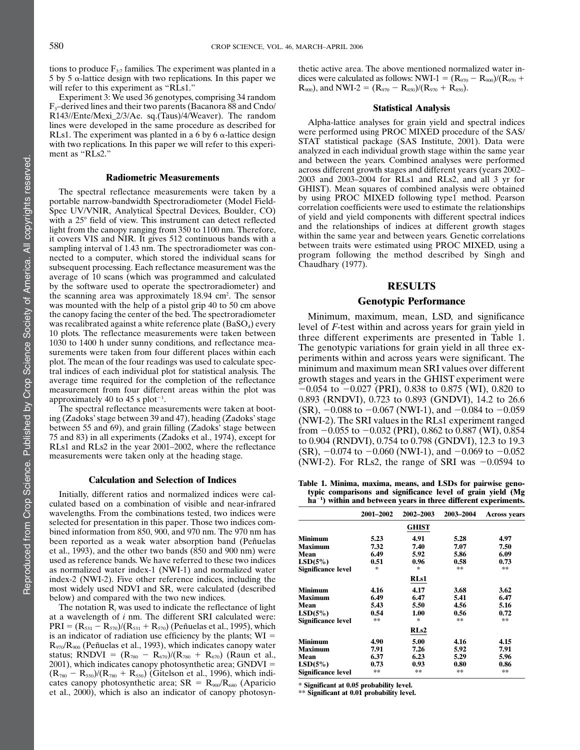tions to produce $F_{3:7}$ families. The experiment was planted in a 5 by 5 α-lattice design with two replications. In this paper we will refer to this experiment as "RLs1."

Experiment 3: We used 36 genotypes, comprising 34 random $F_3$–derived lines and their two parents (Bacanora 88 and Cndo/R143//Ente/Mexi_2/3/Ae. sq.(Taus)/4/Weaver). The random lines were developed in the same procedure as described for RLs1. The experiment was planted in a 6 by 6 α-lattice design with two replications. In this paper we will refer to this experiment as "RLs2."

### Radiometric Measurements

The spectral reflectance measurements were taken by a portable narrow-bandwidth Spectroradiometer (Model Field-Spec UV/VNIR, Analytical Spectral Devices, Boulder, CO) with a 25° field of view. This instrument can detect reflected light from the canopy ranging from 350 to 1100 nm. Therefore, it covers VIS and NIR. It gives 512 continuous bands with a sampling interval of 1.43 nm. The spectroradiometer was connected to a computer, which stored the individual scans for subsequent processing. Each reflectance measurement was the average of 10 scans (which was programmed and calculated by the software used to operate the spectroradiometer) and the scanning area was approximately 18.94 $cm^2$. The sensor was mounted with the help of a pistol grip 40 to 50 cm above the canopy facing the center of the bed. The spectroradiometer was recalibrated against a white reference plate ($BaSO_4$) every 10 plots. The reflectance measurements were taken between 1030 to 1400 h under sunny conditions, and reflectance measurements were taken from four different places within each plot. The mean of the four readings was used to calculate spectral indices of each individual plot for statistical analysis. The average time required for the completion of the reflectance measurement from four different areas within the plot was approximately 40 to 45 s $plot^{-1}$.

The spectral reflectance measurements were taken at booting (Zadoks' stage between 39 and 47), heading (Zadoks' stage between 55 and 69), and grain filling (Zadoks' stage between 75 and 83) in all experiments (Zadoks et al., 1974), except for RLs1 and RLs2 in the year 2001–2002, where the reflectance measurements were taken only at the heading stage.

### Calculation and Selection of Indices

Initially, different ratios and normalized indices were calculated based on a combination of visible and near-infrared wavelengths. From the combinations tested, two indices were selected for presentation in this paper. Those two indices combined information from 850, 900, and 970 nm. The 970 nm has been reported as a weak water absorption band (Peñuelas et al., 1993), and the other two bands (850 and 900 nm) were used as reference bands. We have referred to these two indices as normalized water index-1 (NWI-1) and normalized water index-2 (NWI-2). Five other reference indices, including the most widely used NDVI and SR, were calculated (described below) and compared with the two new indices.

The notation $R_i$ was used to indicate the reflectance of light at a wavelength of $i$ nm. The different SRI calculated were: $PRI = (R_{531} - R_{570})/(R_{531} + R_{570})$ (Peñuelas et al., 1995), which is an indicator of radiation use efficiency by the plants; $WI = R_{970}/R_{900}$ (Peñuelas et al., 1993), which indicates canopy water status; $RNDVI = (R_{780} - R_{670})/(R_{780} + R_{670})$ (Raun et al., 2001), which indicates canopy photosynthetic area; $GNDVI = (R_{780} - R_{550})/(R_{780} + R_{550})$ (Gitelson et al., 1996), which indicates canopy photosynthetic area; $SR = R_{900}/R_{680}$ (Aparicio et al., 2000), which is also an indicator of canopy photosynthetic active area. The above mentioned normalized water indices were calculated as follows: $NWI\text{-}1 = (R_{970} - R_{900})/(R_{970} + R_{900})$, and $NWI\text{-}2 = (R_{970} - R_{850})/(R_{970} + R_{850})$.

### Statistical Analysis

Alpha-lattice analyses for grain yield and spectral indices were performed using PROC MIXED procedure of the SAS/STAT statistical package (SAS Institute, 2001). Data were analyzed in each individual growth stage within the same year and between the years. Combined analyses were performed across different growth stages and different years (years 2002–2003 and 2003–2004 for RLs1 and RLs2, and all 3 yr for GHIST). Mean squares of combined analysis were obtained by using PROC MIXED following type1 method. Pearson correlation coefficients were used to estimate the relationships of yield and yield components with different spectral indices and the relationships of indices at different growth stages within the same year and between years. Genetic correlations between traits were estimated using PROC MIXED, using a program following the method described by Singh and Chaudhary (1977).

## RESULTS

### Genotypic Performance

Minimum, maximum, mean, LSD, and significance level of $F$-test within and across years for grain yield in three different experiments are presented in Table 1. The genotypic variations for grain yield in all three experiments within and across years were significant. The minimum and maximum mean SRI values over different growth stages and years in the GHIST experiment were −0.054 to −0.027 (PRI), 0.838 to 0.875 (WI), 0.820 to 0.893 (RNDVI), 0.723 to 0.893 (GNDVI), 14.2 to 26.6 (SR), −0.088 to −0.067 (NWI-1), and −0.084 to −0.059 (NWI-2). The SRI values in the RLs1 experiment ranged from −0.055 to −0.032 (PRI), 0.862 to 0.887 (WI), 0.854 to 0.904 (RNDVI), 0.754 to 0.798 (GNDVI), 12.3 to 19.3 (SR), −0.074 to −0.060 (NWI-1), and −0.069 to −0.052 (NWI-2). For RLs2, the range of SRI was −0.0594 to

**Table 1. Minima, maxima, means, and LSDs for pairwise genotypic comparisons and significance level of grain yield (Mg $ha^{-1}$) within and between years in three different experiments.**

| | 2001–2002 | 2002–2003 | 2003–2004 | Across years |
|---|---|---|---|---|
| | | **GHIST** | | |
| **Minimum** | 5.23 | 4.91 | 5.28 | 4.97 |
| **Maximum** | 7.32 | 7.40 | 7.07 | 7.50 |
| **Mean** | 6.49 | 5.92 | 5.86 | 6.09 |
| **LSD(5%)** | 0.51 | 0.96 | 0.58 | 0.73 |
| **Significance level** | * | * | ** | ** |
| | | **RLs1** | | |
| **Minimum** | 4.16 | 4.17 | 3.68 | 3.62 |
| **Maximum** | 6.49 | 6.47 | 5.41 | 6.47 |
| **Mean** | 5.43 | 5.50 | 4.56 | 5.16 |
| **LSD(5%)** | 0.54 | 1.00 | 0.56 | 0.72 |
| **Significance level** | ** | * | ** | ** |
| | | **RLs2** | | |
| **Minimum** | 4.90 | 5.00 | 4.16 | 4.15 |
| **Maximum** | 7.91 | 7.26 | 5.92 | 7.91 |
| **Mean** | 6.37 | 6.23 | 5.29 | 5.96 |
| **LSD(5%)** | 0.73 | 0.93 | 0.80 | 0.86 |
| **Significance level** | ** | ** | ** | ** |

\* Significant at 0.05 probability level.
\*\* Significant at 0.01 probability level.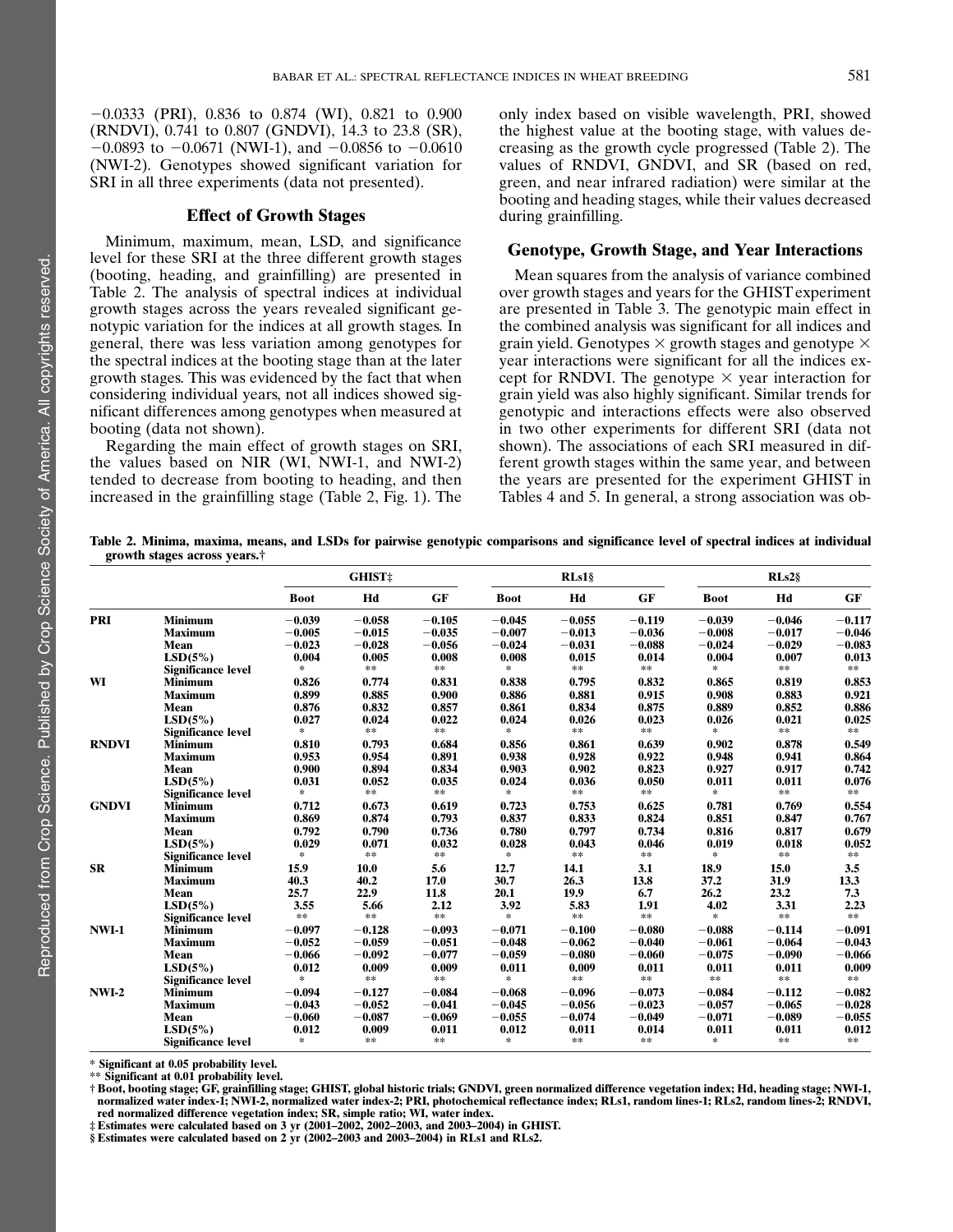−0.0333 (PRI), 0.836 to 0.874 (WI), 0.821 to 0.900 (RNDVI), 0.741 to 0.807 (GNDVI), 14.3 to 23.8 (SR), −0.0893 to −0.0671 (NWI-1), and −0.0856 to −0.0610 (NWI-2). Genotypes showed significant variation for SRI in all three experiments (data not presented).

## Effect of Growth Stages

Minimum, maximum, mean, LSD, and significance level for these SRI at the three different growth stages (booting, heading, and grainfilling) are presented in Table 2. The analysis of spectral indices at individual growth stages across the years revealed significant genotypic variation for the indices at all growth stages. In general, there was less variation among genotypes for the spectral indices at the booting stage than at the later growth stages. This was evidenced by the fact that when considering individual years, not all indices showed significant differences among genotypes when measured at booting (data not shown).

Regarding the main effect of growth stages on SRI, the values based on NIR (WI, NWI-1, and NWI-2) tended to decrease from booting to heading, and then increased in the grainfilling stage (Table 2, Fig. 1). The only index based on visible wavelength, PRI, showed the highest value at the booting stage, with values decreasing as the growth cycle progressed (Table 2). The values of RNDVI, GNDVI, and SR (based on red, green, and near infrared radiation) were similar at the booting and heading stages, while their values decreased during grainfilling.

## Genotype, Growth Stage, and Year Interactions

Mean squares from the analysis of variance combined over growth stages and years for the GHIST experiment are presented in Table 3. The genotypic main effect in the combined analysis was significant for all indices and grain yield. Genotypes × growth stages and genotype × year interactions were significant for all the indices except for RNDVI. The genotype × year interaction for grain yield was also highly significant. Similar trends for genotypic and interactions effects were also observed in two other experiments for different SRI (data not shown). The associations of each SRI measured in different growth stages within the same year, and between the years are presented for the experiment GHIST in Tables 4 and 5. In general, a strong association was ob-

**Table 2. Minima, maxima, means, and LSDs for pairwise genotypic comparisons and significance level of spectral indices at individual growth stages across years.†**

| | | GHIST‡ | | | RLs1§ | | | RLs2§ | | |
|---|---|---|---|---|---|---|---|---|---|---|
| | | **Boot** | **Hd** | **GF** | **Boot** | **Hd** | **GF** | **Boot** | **Hd** | **GF** |
| **PRI** | **Minimum** | −0.039 | −0.058 | −0.105 | −0.045 | −0.055 | −0.119 | −0.039 | −0.046 | −0.117 |
| | **Maximum** | −0.005 | −0.015 | −0.035 | −0.007 | −0.013 | −0.036 | −0.008 | −0.017 | −0.046 |
| | **Mean** | −0.023 | −0.028 | −0.056 | −0.024 | −0.031 | −0.088 | −0.024 | −0.029 | −0.083 |
| | **LSD(5%)** | 0.004 | 0.005 | 0.008 | 0.008 | 0.015 | 0.014 | 0.004 | 0.007 | 0.013 |
| | **Significance level** | * | ** | ** | * | ** | ** | * | ** | ** |
| **WI** | **Minimum** | 0.826 | 0.774 | 0.831 | 0.838 | 0.795 | 0.832 | 0.865 | 0.819 | 0.853 |
| | **Maximum** | 0.899 | 0.885 | 0.900 | 0.886 | 0.881 | 0.915 | 0.908 | 0.883 | 0.921 |
| | **Mean** | 0.876 | 0.832 | 0.857 | 0.861 | 0.834 | 0.875 | 0.889 | 0.852 | 0.886 |
| | **LSD(5%)** | 0.027 | 0.024 | 0.022 | 0.024 | 0.026 | 0.023 | 0.026 | 0.021 | 0.025 |
| | **Significance level** | * | ** | ** | * | ** | ** | * | ** | ** |
| **RNDVI** | **Minimum** | 0.810 | 0.793 | 0.684 | 0.856 | 0.861 | 0.639 | 0.902 | 0.878 | 0.549 |
| | **Maximum** | 0.953 | 0.954 | 0.891 | 0.938 | 0.928 | 0.922 | 0.948 | 0.941 | 0.864 |
| | **Mean** | 0.900 | 0.894 | 0.834 | 0.903 | 0.902 | 0.823 | 0.927 | 0.917 | 0.742 |
| | **LSD(5%)** | 0.031 | 0.052 | 0.035 | 0.024 | 0.036 | 0.050 | 0.011 | 0.011 | 0.076 |
| | **Significance level** | * | ** | ** | * | ** | ** | * | ** | ** |
| **GNDVI** | **Minimum** | 0.712 | 0.673 | 0.619 | 0.723 | 0.753 | 0.625 | 0.781 | 0.769 | 0.554 |
| | **Maximum** | 0.869 | 0.874 | 0.793 | 0.837 | 0.833 | 0.824 | 0.851 | 0.847 | 0.767 |
| | **Mean** | 0.792 | 0.790 | 0.736 | 0.780 | 0.797 | 0.734 | 0.816 | 0.817 | 0.679 |
| | **LSD(5%)** | 0.029 | 0.071 | 0.032 | 0.028 | 0.043 | 0.046 | 0.019 | 0.018 | 0.052 |
| | **Significance level** | * | ** | ** | * | ** | ** | * | ** | ** |
| **SR** | **Minimum** | 15.9 | 10.0 | 5.6 | 12.7 | 14.1 | 3.1 | 18.9 | 15.0 | 3.5 |
| | **Maximum** | 40.3 | 40.2 | 17.0 | 30.7 | 26.3 | 13.8 | 37.2 | 31.9 | 13.3 |
| | **Mean** | 25.7 | 22.9 | 11.8 | 20.1 | 19.9 | 6.7 | 26.2 | 23.2 | 7.3 |
| | **LSD(5%)** | 3.55 | 5.66 | 2.12 | 3.92 | 5.83 | 1.91 | 4.02 | 3.31 | 2.23 |
| | **Significance level** | ** | ** | ** | * | ** | ** | * | ** | ** |
| **NWI-1** | **Minimum** | −0.097 | −0.128 | −0.093 | −0.071 | −0.100 | −0.080 | −0.088 | −0.114 | −0.091 |
| | **Maximum** | −0.052 | −0.059 | −0.051 | −0.048 | −0.062 | −0.040 | −0.061 | −0.064 | −0.043 |
| | **Mean** | −0.066 | −0.092 | −0.077 | −0.059 | −0.080 | −0.060 | −0.075 | −0.090 | −0.066 |
| | **LSD(5%)** | 0.012 | 0.009 | 0.009 | 0.011 | 0.009 | 0.011 | 0.011 | 0.011 | 0.009 |
| | **Significance level** | * | ** | ** | * | ** | ** | ** | ** | ** |
| **NWI-2** | **Minimum** | −0.094 | −0.127 | −0.084 | −0.068 | −0.096 | −0.073 | −0.084 | −0.112 | −0.082 |
| | **Maximum** | −0.043 | −0.052 | −0.041 | −0.045 | −0.056 | −0.023 | −0.057 | −0.065 | −0.028 |
| | **Mean** | −0.060 | −0.087 | −0.069 | −0.055 | −0.074 | −0.049 | −0.071 | −0.089 | −0.055 |
| | **LSD(5%)** | 0.012 | 0.009 | 0.011 | 0.012 | 0.011 | 0.014 | 0.011 | 0.011 | 0.012 |
| | **Significance level** | * | ** | ** | * | ** | ** | * | ** | ** |

\* Significant at 0.05 probability level.

\*\* Significant at 0.01 probability level.

† Boot, booting stage; GF, grainfilling stage; GHIST, global historic trials; GNDVI, green normalized difference vegetation index; Hd, heading stage; NWI-1, normalized water index-1; NWI-2, normalized water index-2; PRI, photochemical reflectance index; RLs1, random lines-1; RLs2, random lines-2; RNDVI, red normalized difference vegetation index; SR, simple ratio; WI, water index.

‡ Estimates were calculated based on 3 yr (2001–2002, 2002–2003, and 2003–2004) in GHIST.

§ Estimates were calculated based on 2 yr (2002–2003 and 2003–2004) in RLs1 and RLs2.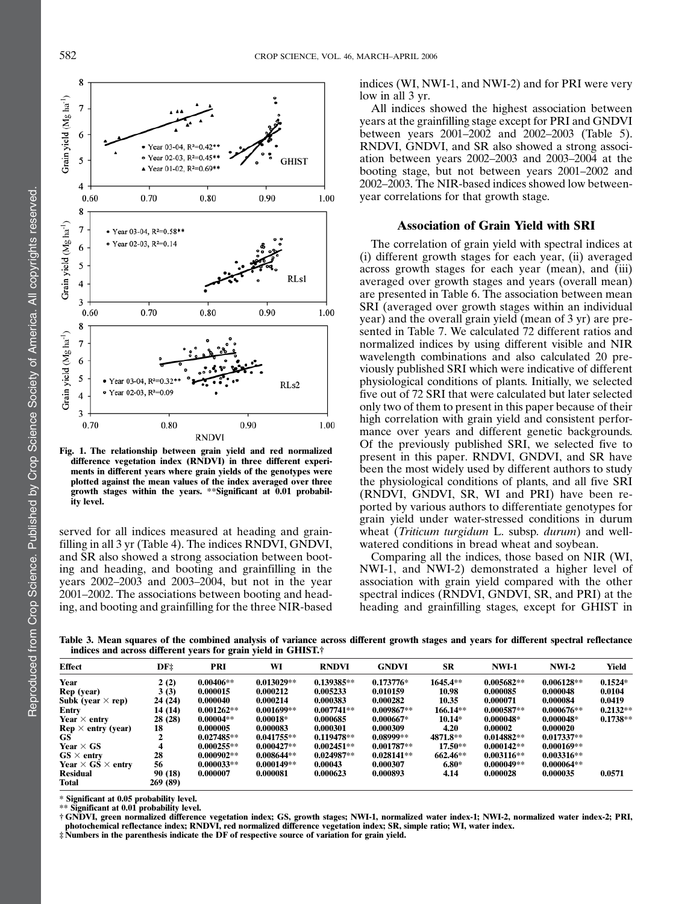Fig. 1. The relationship between grain yield and red normalized difference vegetation index (RNDVI) in three different experiments in different years where grain yields of the genotypes were plotted against the mean values of the index averaged over three growth stages within the years. **Significant at 0.01 probability level.

served for all indices measured at heading and grainfilling in all 3 yr (Table 4). The indices RNDVI, GNDVI, and SR also showed a strong association between booting and heading, and booting and grainfilling in the years 2002–2003 and 2003–2004, but not in the year 2001–2002. The associations between booting and heading, and booting and grainfilling for the three NIR-based indices (WI, NWI-1, and NWI-2) and for PRI were very low in all 3 yr.

All indices showed the highest association between years at the grainfilling stage except for PRI and GNDVI between years 2001–2002 and 2002–2003 (Table 5). RNDVI, GNDVI, and SR also showed a strong association between years 2002–2003 and 2003–2004 at the booting stage, but not between years 2001–2002 and 2002–2003. The NIR-based indices showed low between-year correlations for that growth stage.

## Association of Grain Yield with SRI

The correlation of grain yield with spectral indices at (i) different growth stages for each year, (ii) averaged across growth stages for each year (mean), and (iii) averaged over growth stages and years (overall mean) are presented in Table 6. The association between mean SRI (averaged over growth stages within an individual year) and the overall grain yield (mean of 3 yr) are presented in Table 7. We calculated 72 different ratios and normalized indices by using different visible and NIR wavelength combinations and also calculated 20 previously published SRI which were indicative of different physiological conditions of plants. Initially, we selected five out of 72 SRI that were calculated but later selected only two of them to present in this paper because of their high correlation with grain yield and consistent performance over years and different genetic backgrounds. Of the previously published SRI, we selected five to present in this paper. RNDVI, GNDVI, and SR have been the most widely used by different authors to study the physiological conditions of plants, and all five SRI (RNDVI, GNDVI, SR, WI and PRI) have been reported by various authors to differentiate genotypes for grain yield under water-stressed conditions in durum wheat (*Triticum turgidum* L. subsp. *durum*) and well-watered conditions in bread wheat and soybean.

Comparing all the indices, those based on NIR (WI, NWI-1, and NWI-2) demonstrated a higher level of association with grain yield compared with the other spectral indices (RNDVI, GNDVI, SR, and PRI) at the heading and grainfilling stages, except for GHIST in

**Table 3. Mean squares of the combined analysis of variance across different growth stages and years for different spectral reflectance indices and across different years for grain yield in GHIST.†**

| Effect | DF‡ | PRI | WI | RNDVI | GNDVI | SR | NWI-1 | NWI-2 | Yield |
|---|---|---|---|---|---|---|---|---|---|
| Year | 2 (2) | 0.00406** | 0.013029** | 0.139385** | 0.173776* | 1645.4** | 0.005682** | 0.006128** | 0.1524* |
| Rep (year) | 3 (3) | 0.000015 | 0.000212 | 0.005233 | 0.010159 | 10.98 | 0.000085 | 0.000048 | 0.0104 |
| Subk (year × rep) | 24 (24) | 0.000040 | 0.000214 | 0.000383 | 0.000282 | 10.35 | 0.000071 | 0.000084 | 0.0419 |
| Entry | 14 (14) | 0.001262** | 0.001699** | 0.007741** | 0.009867** | 166.14** | 0.000587** | 0.000676** | 0.2132** |
| Year × entry | 28 (28) | 0.00004** | 0.00018* | 0.000685 | 0.000667* | 10.14* | 0.000048* | 0.000048* | 0.1738** |
| Rep × entry (year) | 18 | 0.000005 | 0.000083 | 0.000301 | 0.000309 | 4.20 | 0.00002 | 0.000020 | |
| GS | 2 | 0.027485** | 0.041755** | 0.119478** | 0.08999** | 4871.8** | 0.014882** | 0.017337** | |
| Year × GS | 4 | 0.000255** | 0.000427** | 0.002451** | 0.001787** | 17.50** | 0.000142** | 0.000169** | |
| GS × entry | 28 | 0.000902** | 0.008644** | 0.024987** | 0.028141** | 662.46** | 0.003116** | 0.003316** | |
| Year × GS × entry | 56 | 0.000033** | 0.000149** | 0.00043 | 0.000307 | 6.80* | 0.000049** | 0.000064** | |
| Residual | 90 (18) | 0.000007 | 0.000081 | 0.000623 | 0.000893 | 4.14 | 0.000028 | 0.000035 | 0.0571 |
| Total | 269 (89) | | | | | | | | |

\* Significant at 0.05 probability level.
** Significant at 0.01 probability level.
† GNDVI, green normalized difference vegetation index; GS, growth stages; NWI-1, normalized water index-1; NWI-2, normalized water index-2; PRI, photochemical reflectance index; RNDVI, red normalized difference vegetation index; SR, simple ratio; WI, water index.
‡ Numbers in the parenthesis indicate the DF of respective source of variation for grain yield.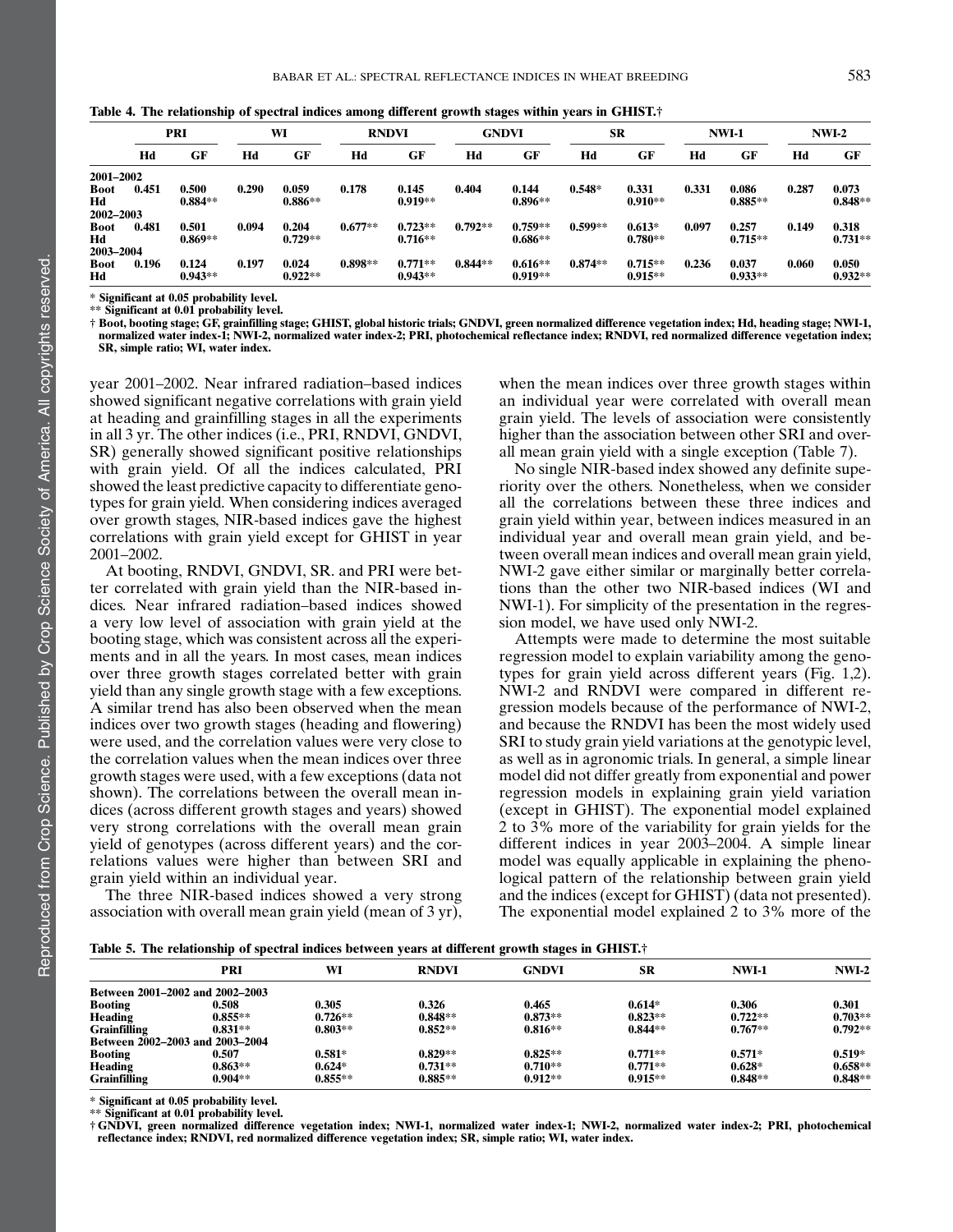Table 4. The relationship of spectral indices among different growth stages within years in GHIST.†

| | PRI | | WI | | RNDVI | | GNDVI | | SR | | NWI-1 | | NWI-2 | |
|---|---|---|---|---|---|---|---|---|---|---|---|---|---|---|
| | Hd | GF | Hd | GF | Hd | GF | Hd | GF | Hd | GF | Hd | GF | Hd | GF |
| 2001–2002 | | | | | | | | | | | | | | |
| Boot | 0.451 | 0.500 | 0.290 | 0.059 | 0.178 | 0.145 | 0.404 | 0.144 | 0.548* | 0.331 | 0.331 | 0.086 | 0.287 | 0.073 |
| Hd | | 0.884** | | 0.886** | | 0.919** | | 0.896** | | 0.910** | | 0.885** | | 0.848** |
| 2002–2003 | | | | | | | | | | | | | | |
| Boot | 0.481 | 0.501 | 0.094 | 0.204 | 0.677** | 0.723** | 0.792** | 0.759** | 0.599** | 0.613* | 0.097 | 0.257 | 0.149 | 0.318 |
| Hd | | 0.869** | | 0.729** | | 0.716** | | 0.686** | | 0.780** | | 0.715** | | 0.731** |
| 2003–2004 | | | | | | | | | | | | | | |
| Boot | 0.196 | 0.124 | 0.197 | 0.024 | 0.898** | 0.771** | 0.844** | 0.616** | 0.874** | 0.715** | 0.236 | 0.037 | 0.060 | 0.050 |
| Hd | | 0.943** | | 0.922** | | 0.943** | | 0.919** | | 0.915** | | 0.933** | | 0.932** |

\* Significant at 0.05 probability level.
\** Significant at 0.01 probability level.
† Boot, booting stage; GF, grainfilling stage; GHIST, global historic trials; GNDVI, green normalized difference vegetation index; Hd, heading stage; NWI-1, normalized water index-1; NWI-2, normalized water index-2; PRI, photochemical reflectance index; RNDVI, red normalized difference vegetation index; SR, simple ratio; WI, water index.

year 2001–2002. Near infrared radiation–based indices showed significant negative correlations with grain yield at heading and grainfilling stages in all the experiments in all 3 yr. The other indices (i.e., PRI, RNDVI, GNDVI, SR) generally showed significant positive relationships with grain yield. Of all the indices calculated, PRI showed the least predictive capacity to differentiate genotypes for grain yield. When considering indices averaged over growth stages, NIR-based indices gave the highest correlations with grain yield except for GHIST in year 2001–2002.

At booting, RNDVI, GNDVI, SR. and PRI were better correlated with grain yield than the NIR-based indices. Near infrared radiation–based indices showed a very low level of association with grain yield at the booting stage, which was consistent across all the experiments and in all the years. In most cases, mean indices over three growth stages correlated better with grain yield than any single growth stage with a few exceptions. A similar trend has also been observed when the mean indices over two growth stages (heading and flowering) were used, and the correlation values were very close to the correlation values when the mean indices over three growth stages were used, with a few exceptions (data not shown). The correlations between the overall mean indices (across different growth stages and years) showed very strong correlations with the overall mean grain yield of genotypes (across different years) and the correlations values were higher than between SRI and grain yield within an individual year.

The three NIR-based indices showed a very strong association with overall mean grain yield (mean of 3 yr), when the mean indices over three growth stages within an individual year were correlated with overall mean grain yield. The levels of association were consistently higher than the association between other SRI and overall mean grain yield with a single exception (Table 7).

No single NIR-based index showed any definite superiority over the others. Nonetheless, when we consider all the correlations between these three indices and grain yield within year, between indices measured in an individual year and overall mean grain yield, and between overall mean indices and overall mean grain yield, NWI-2 gave either similar or marginally better correlations than the other two NIR-based indices (WI and NWI-1). For simplicity of the presentation in the regression model, we have used only NWI-2.

Attempts were made to determine the most suitable regression model to explain variability among the genotypes for grain yield across different years (Fig. 1,2). NWI-2 and RNDVI were compared in different regression models because of the performance of NWI-2, and because the RNDVI has been the most widely used SRI to study grain yield variations at the genotypic level, as well as in agronomic trials. In general, a simple linear model did not differ greatly from exponential and power regression models in explaining grain yield variation (except in GHIST). The exponential model explained 2 to 3% more of the variability for grain yields for the different indices in year 2003–2004. A simple linear model was equally applicable in explaining the phenological pattern of the relationship between grain yield and the indices (except for GHIST) (data not presented). The exponential model explained 2 to 3% more of the

Table 5. The relationship of spectral indices between years at different growth stages in GHIST.†

| | PRI | WI | RNDVI | GNDVI | SR | NWI-1 | NWI-2 |
|---|---|---|---|---|---|---|---|
| Between 2001–2002 and 2002–2003 | | | | | | | |
| Booting | 0.508 | 0.305 | 0.326 | 0.465 | 0.614* | 0.306 | 0.301 |
| Heading | 0.855** | 0.726** | 0.848** | 0.873** | 0.823** | 0.722** | 0.703** |
| Grainfilling | 0.831** | 0.803** | 0.852** | 0.816** | 0.844** | 0.767** | 0.792** |
| Between 2002–2003 and 2003–2004 | | | | | | | |
| Booting | 0.507 | 0.581* | 0.829** | 0.825** | 0.771** | 0.571* | 0.519* |
| Heading | 0.863** | 0.624* | 0.731** | 0.710** | 0.771** | 0.628* | 0.658** |
| Grainfilling | 0.904** | 0.855** | 0.885** | 0.912** | 0.915** | 0.848** | 0.848** |

\* Significant at 0.05 probability level.
\** Significant at 0.01 probability level.
† GNDVI, green normalized difference vegetation index; NWI-1, normalized water index-1; NWI-2, normalized water index-2; PRI, photochemical reflectance index; RNDVI, red normalized difference vegetation index; SR, simple ratio; WI, water index.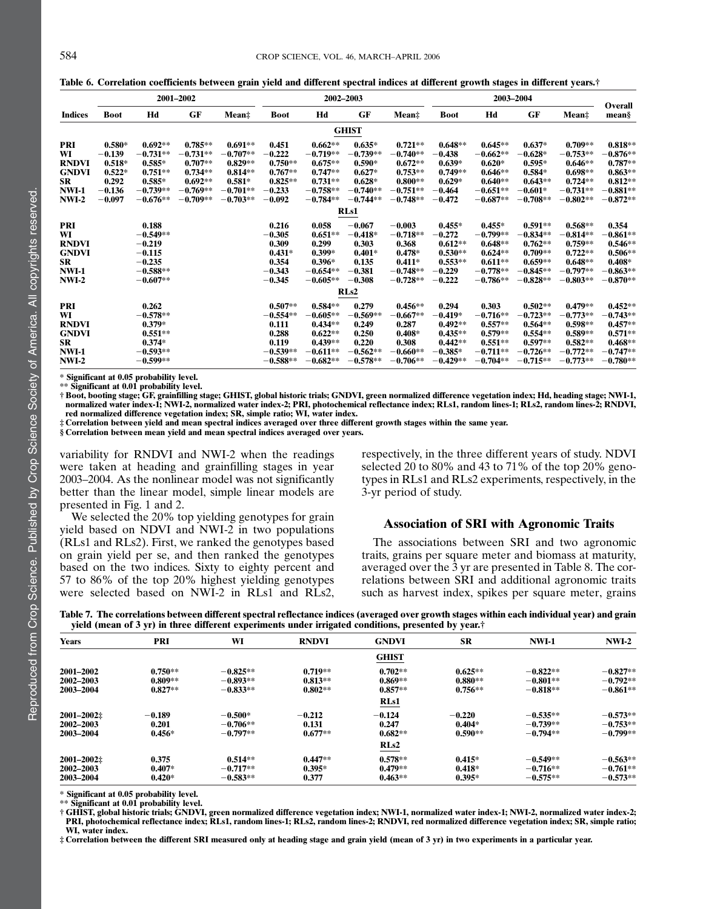**Table 6. Correlation coefficients between grain yield and different spectral indices at different growth stages in different years.†**

| Indices | 2001–2002 | | | | 2002–2003 | | | | 2003–2004 | | | | Overall mean§ |
|---|---|---|---|---|---|---|---|---|---|---|---|---|---|
| | Boot | Hd | GF | Mean‡ | Boot | Hd | GF | Mean‡ | Boot | Hd | GF | Mean‡ | |
| | | | | | | | **GHIST** | | | | | | |
| PRI | 0.580* | 0.692** | 0.785** | 0.691** | 0.451 | 0.662** | 0.635* | 0.721** | 0.648** | 0.645** | 0.637* | 0.709** | 0.818** |
| WI | −0.139 | −0.731** | −0.731** | −0.707** | −0.222 | −0.719** | −0.739** | −0.740** | −0.438 | −0.662** | −0.628* | −0.753** | −0.876** |
| RNDVI | 0.518* | 0.585* | 0.707** | 0.829** | 0.750** | 0.675** | 0.590* | 0.672** | 0.639* | 0.620* | 0.595* | 0.646** | 0.787** |
| GNDVI | 0.522* | 0.751** | 0.734** | 0.814** | 0.767** | 0.747** | 0.627* | 0.753** | 0.749** | 0.646** | 0.584* | 0.698** | 0.863** |
| SR | 0.292 | 0.585* | 0.692** | 0.581* | 0.825** | 0.731** | 0.628* | 0.800** | 0.629* | 0.640** | 0.643** | 0.724** | 0.812** |
| NWI-1 | −0.136 | −0.739** | −0.769** | −0.701** | −0.233 | −0.758** | −0.740** | −0.751** | −0.464 | −0.651** | −0.601* | −0.731** | −0.881** |
| NWI-2 | −0.097 | −0.676** | −0.709** | −0.703** | −0.092 | −0.784** | −0.744** | −0.748** | −0.472 | −0.687** | −0.708** | −0.802** | −0.872** |
| | | | | | | | **RLs1** | | | | | | |
| PRI | | 0.188 | | | 0.216 | 0.058 | −0.067 | −0.003 | 0.455* | 0.455* | 0.591** | 0.568** | 0.354 |
| WI | | −0.549** | | | −0.305 | 0.651** | −0.418* | −0.718** | −0.272 | −0.799** | −0.834** | −0.814** | −0.861** |
| RNDVI | | −0.219 | | | 0.309 | 0.299 | 0.303 | 0.368 | 0.612** | 0.648** | 0.762** | 0.759** | 0.546** |
| GNDVI | | −0.115 | | | 0.431* | 0.399* | 0.401* | 0.478* | 0.530** | 0.624** | 0.709** | 0.722** | 0.506** |
| SR | | −0.235 | | | 0.354 | 0.396* | 0.135 | 0.411* | 0.553** | 0.611** | 0.659** | 0.648** | 0.408* |
| NWI-1 | | −0.588** | | | −0.343 | −0.654** | −0.381 | −0.748** | −0.229 | −0.778** | −0.845** | −0.797** | −0.863** |
| NWI-2 | | −0.607** | | | −0.345 | −0.605** | −0.308 | −0.728** | −0.222 | −0.786** | −0.828** | −0.803** | −0.870** |
| | | | | | | | **RLs2** | | | | | | |
| PRI | | 0.262 | | | 0.507** | 0.584** | 0.279 | 0.456** | 0.294 | 0.303 | 0.502** | 0.479** | 0.452** |
| WI | | −0.578** | | | −0.554** | −0.605** | −0.569** | −0.667** | −0.419* | −0.716** | −0.723** | −0.773** | −0.743** |
| RNDVI | | 0.379* | | | 0.111 | 0.434** | 0.249 | 0.287 | 0.492** | 0.557** | 0.564** | 0.598** | 0.457** |
| GNDVI | | 0.551** | | | 0.288 | 0.622** | 0.250 | 0.408* | 0.435** | 0.579** | 0.554** | 0.589** | 0.571** |
| SR | | 0.374* | | | 0.119 | 0.439** | 0.220 | 0.308 | 0.442** | 0.551** | 0.597** | 0.582** | 0.468** |
| NWI-1 | | −0.593** | | | −0.539** | −0.611** | −0.562** | −0.660** | −0.385* | −0.711** | −0.726** | −0.772** | −0.747** |
| NWI-2 | | −0.599** | | | −0.588** | −0.682** | −0.578** | −0.706** | −0.429** | −0.704** | −0.715** | −0.773** | −0.780** |

\* Significant at 0.05 probability level.
\*\* Significant at 0.01 probability level.
† Boot, booting stage; GF, grainfilling stage; GHIST, global historic trials; GNDVI, green normalized difference vegetation index; Hd, heading stage; NWI-1, normalized water index-1; NWI-2, normalized water index-2; PRI, photochemical reflectance index; RLs1, random lines-1; RLs2, random lines-2; RNDVI, red normalized difference vegetation index; SR, simple ratio; WI, water index.
‡ Correlation between yield and mean spectral indices averaged over three different growth stages within the same year.
§ Correlation between mean yield and mean spectral indices averaged over years.

variability for RNDVI and NWI-2 when the readings were taken at heading and grainfilling stages in year 2003–2004. As the nonlinear model was not significantly better than the linear model, simple linear models are presented in Fig. 1 and 2.

We selected the 20% top yielding genotypes for grain yield based on NDVI and NWI-2 in two populations (RLs1 and RLs2). First, we ranked the genotypes based on grain yield per se, and then ranked the genotypes based on the two indices. Sixty to eighty percent and 57 to 86% of the top 20% highest yielding genotypes were selected based on NWI-2 in RLs1 and RLs2, respectively, in the three different years of study. NDVI selected 20 to 80% and 43 to 71% of the top 20% genotypes in RLs1 and RLs2 experiments, respectively, in the 3-yr period of study.

## Association of SRI with Agronomic Traits

The associations between SRI and two agronomic traits, grains per square meter and biomass at maturity, averaged over the 3 yr are presented in Table 8. The correlations between SRI and additional agronomic traits such as harvest index, spikes per square meter, grains

**Table 7. The correlations between different spectral reflectance indices (averaged over growth stages within each individual year) and grain yield (mean of 3 yr) in three different experiments under irrigated conditions, presented by year.†**

| Years | PRI | WI | RNDVI | GNDVI | SR | NWI-1 | NWI-2 |
|---|---|---|---|---|---|---|---|
| | | | | **GHIST** | | | |
| 2001–2002 | 0.750** | −0.825** | 0.719** | 0.702** | 0.625** | −0.822** | −0.827** |
| 2002–2003 | 0.809** | −0.893** | 0.813** | 0.869** | 0.880** | −0.801** | −0.792** |
| 2003–2004 | 0.827** | −0.833** | 0.802** | 0.857** | 0.756** | −0.818** | −0.861** |
| | | | | **RLs1** | | | |
| 2001–2002‡ | −0.189 | −0.500* | −0.212 | −0.124 | −0.220 | −0.535** | −0.573** |
| 2002–2003 | 0.201 | −0.706** | 0.131 | 0.247 | 0.404* | −0.739** | −0.753** |
| 2003–2004 | 0.456* | −0.797** | 0.677** | 0.682** | 0.590** | −0.794** | −0.799** |
| | | | | **RLs2** | | | |
| 2001–2002‡ | 0.375 | 0.514** | 0.447** | 0.578** | 0.415* | −0.549** | −0.563** |
| 2002–2003 | 0.407* | −0.717** | 0.395* | 0.479** | 0.418* | −0.716** | −0.761** |
| 2003–2004 | 0.420* | −0.583** | 0.377 | 0.463** | 0.395* | −0.575** | −0.573** |

\* Significant at 0.05 probability level.
\*\* Significant at 0.01 probability level.
† GHIST, global historic trials; GNDVI, green normalized difference vegetation index; NWI-1, normalized water index-1; NWI-2, normalized water index-2; PRI, photochemical reflectance index; RLs1, random lines-1; RLs2, random lines-2; RNDVI, red normalized difference vegetation index; SR, simple ratio; WI, water index.
‡ Correlation between the different SRI measured only at heading stage and grain yield (mean of 3 yr) in two experiments in a particular year.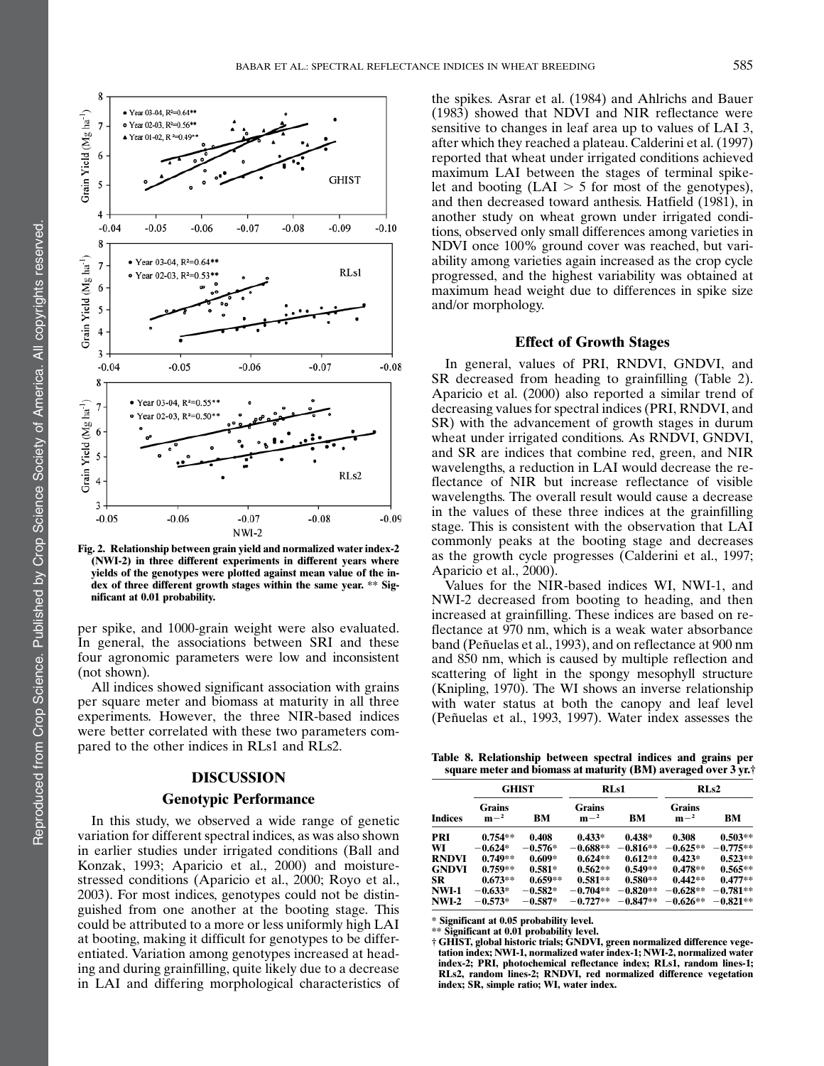Fig. 2. Relationship between grain yield and normalized water index-2 (NWI-2) in three different experiments in different years where yields of the genotypes were plotted against mean value of the index of three different growth stages within the same year. ** Significant at 0.01 probability.

per spike, and 1000-grain weight were also evaluated. In general, the associations between SRI and these four agronomic parameters were low and inconsistent (not shown).

All indices showed significant association with grains per square meter and biomass at maturity in all three experiments. However, the three NIR-based indices were better correlated with these two parameters compared to the other indices in RLs1 and RLs2.

## DISCUSSION

### Genotypic Performance

In this study, we observed a wide range of genetic variation for different spectral indices, as was also shown in earlier studies under irrigated conditions (Ball and Konzak, 1993; Aparicio et al., 2000) and moisture-stressed conditions (Aparicio et al., 2000; Royo et al., 2003). For most indices, genotypes could not be distinguished from one another at the booting stage. This could be attributed to a more or less uniformly high LAI at booting, making it difficult for genotypes to be differentiated. Variation among genotypes increased at heading and during grainfilling, quite likely due to a decrease in LAI and differing morphological characteristics of the spikes. Asrar et al. (1984) and Ahlrichs and Bauer (1983) showed that NDVI and NIR reflectance were sensitive to changes in leaf area up to values of LAI 3, after which they reached a plateau. Calderini et al. (1997) reported that wheat under irrigated conditions achieved maximum LAI between the stages of terminal spikelet and booting (LAI $> 5$ for most of the genotypes), and then decreased toward anthesis. Hatfield (1981), in another study on wheat grown under irrigated conditions, observed only small differences among varieties in NDVI once 100% ground cover was reached, but variability among varieties again increased as the crop cycle progressed, and the highest variability was obtained at maximum head weight due to differences in spike size and/or morphology.

### Effect of Growth Stages

In general, values of PRI, RNDVI, GNDVI, and SR decreased from heading to grainfilling (Table 2). Aparicio et al. (2000) also reported a similar trend of decreasing values for spectral indices (PRI, RNDVI, and SR) with the advancement of growth stages in durum wheat under irrigated conditions. As RNDVI, GNDVI, and SR are indices that combine red, green, and NIR wavelengths, a reduction in LAI would decrease the reflectance of NIR but increase reflectance of visible wavelengths. The overall result would cause a decrease in the values of these three indices at the grainfilling stage. This is consistent with the observation that LAI commonly peaks at the booting stage and decreases as the growth cycle progresses (Calderini et al., 1997; Aparicio et al., 2000).

Values for the NIR-based indices WI, NWI-1, and NWI-2 decreased from booting to heading, and then increased at grainfilling. These indices are based on reflectance at 970 nm, which is a weak water absorbance band (Peñuelas et al., 1993), and on reflectance at 900 nm and 850 nm, which is caused by multiple reflection and scattering of light in the spongy mesophyll structure (Knipling, 1970). The WI shows an inverse relationship with water status at both the canopy and leaf level (Peñuelas et al., 1993, 1997). Water index assesses the

Table 8. Relationship between spectral indices and grains per square meter and biomass at maturity (BM) averaged over 3 yr.†

| | GHIST | | RLs1 | | RLs2 | |
|---|---|---|---|---|---|---|
| Indices | Grains $m^{-2}$ | BM | Grains $m^{-2}$ | BM | Grains $m^{-2}$ | BM |
| PRI | 0.754** | 0.408 | 0.433* | 0.438* | 0.308 | 0.503** |
| WI | −0.624* | −0.576* | −0.688** | −0.816** | −0.625** | −0.775** |
| RNDVI | 0.749** | 0.609* | 0.624** | 0.612** | 0.423* | 0.523** |
| GNDVI | 0.759** | 0.581* | 0.562** | 0.549** | 0.478** | 0.565** |
| SR | 0.673** | 0.659** | 0.581** | 0.580** | 0.442** | 0.477** |
| NWI-1 | −0.633* | −0.582* | −0.704** | −0.820** | −0.628** | −0.781** |
| NWI-2 | −0.573* | −0.587* | −0.727** | −0.847** | −0.626** | −0.821** |

\* Significant at 0.05 probability level.
** Significant at 0.01 probability level.
† GHIST, global historic trials; GNDVI, green normalized difference vegetation index; NWI-1, normalized water index-1; NWI-2, normalized water index-2; PRI, photochemical reflectance index; RLs1, random lines-1; RLs2, random lines-2; RNDVI, red normalized difference vegetation index; SR, simple ratio; WI, water index.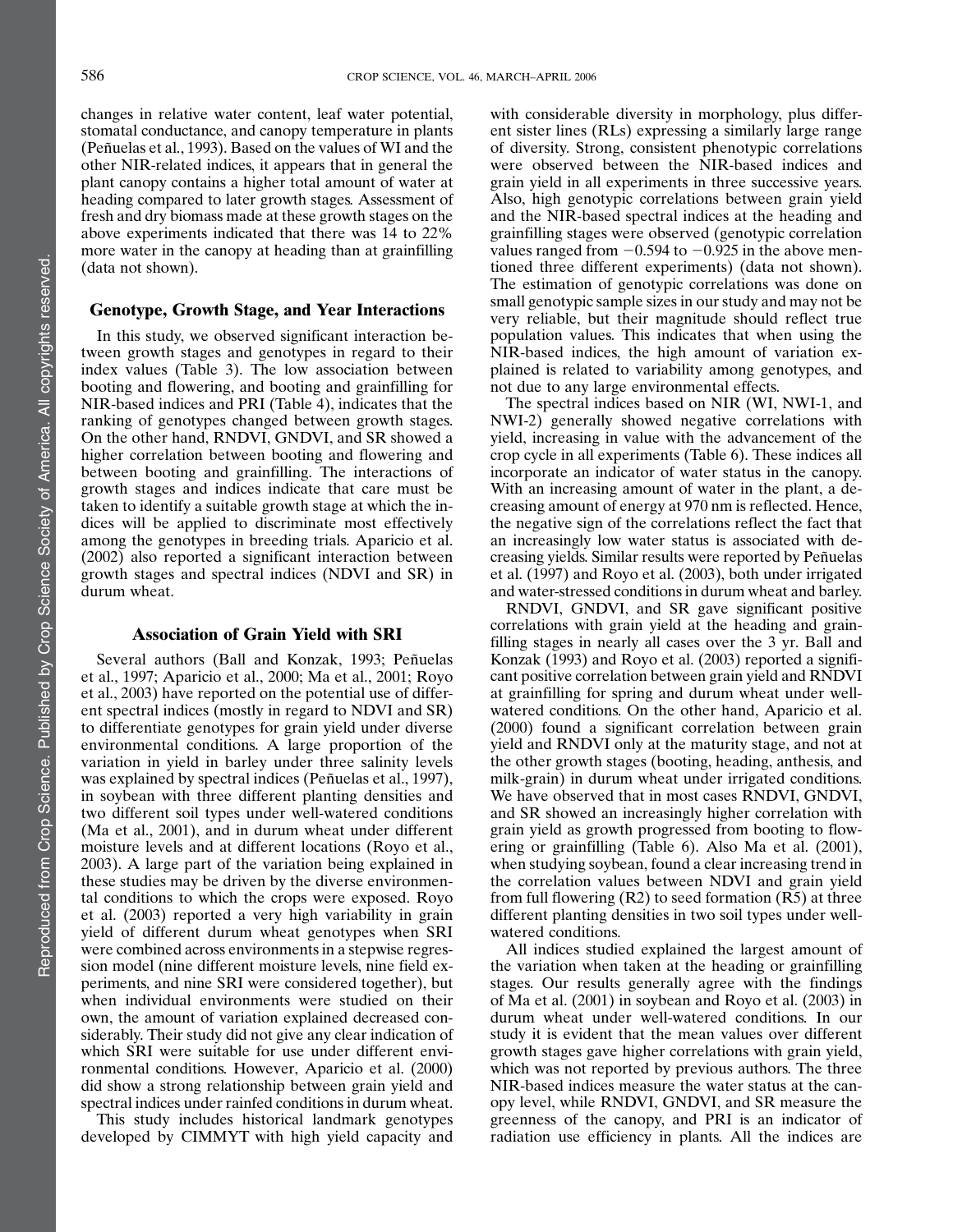changes in relative water content, leaf water potential, stomatal conductance, and canopy temperature in plants (Peñuelas et al., 1993). Based on the values of WI and the other NIR-related indices, it appears that in general the plant canopy contains a higher total amount of water at heading compared to later growth stages. Assessment of fresh and dry biomass made at these growth stages on the above experiments indicated that there was 14 to 22% more water in the canopy at heading than at grainfilling (data not shown).

## Genotype, Growth Stage, and Year Interactions

In this study, we observed significant interaction between growth stages and genotypes in regard to their index values (Table 3). The low association between booting and flowering, and booting and grainfilling for NIR-based indices and PRI (Table 4), indicates that the ranking of genotypes changed between growth stages. On the other hand, RNDVI, GNDVI, and SR showed a higher correlation between booting and flowering and between booting and grainfilling. The interactions of growth stages and indices indicate that care must be taken to identify a suitable growth stage at which the indices will be applied to discriminate most effectively among the genotypes in breeding trials. Aparicio et al. (2002) also reported a significant interaction between growth stages and spectral indices (NDVI and SR) in durum wheat.

## Association of Grain Yield with SRI

Several authors (Ball and Konzak, 1993; Peñuelas et al., 1997; Aparicio et al., 2000; Ma et al., 2001; Royo et al., 2003) have reported on the potential use of different spectral indices (mostly in regard to NDVI and SR) to differentiate genotypes for grain yield under diverse environmental conditions. A large proportion of the variation in yield in barley under three salinity levels was explained by spectral indices (Peñuelas et al., 1997), in soybean with three different planting densities and two different soil types under well-watered conditions (Ma et al., 2001), and in durum wheat under different moisture levels and at different locations (Royo et al., 2003). A large part of the variation being explained in these studies may be driven by the diverse environmental conditions to which the crops were exposed. Royo et al. (2003) reported a very high variability in grain yield of different durum wheat genotypes when SRI were combined across environments in a stepwise regression model (nine different moisture levels, nine field experiments, and nine SRI were considered together), but when individual environments were studied on their own, the amount of variation explained decreased considerably. Their study did not give any clear indication of which SRI were suitable for use under different environmental conditions. However, Aparicio et al. (2000) did show a strong relationship between grain yield and spectral indices under rainfed conditions in durum wheat.

This study includes historical landmark genotypes developed by CIMMYT with high yield capacity and with considerable diversity in morphology, plus different sister lines (RLs) expressing a similarly large range of diversity. Strong, consistent phenotypic correlations were observed between the NIR-based indices and grain yield in all experiments in three successive years. Also, high genotypic correlations between grain yield and the NIR-based spectral indices at the heading and grainfilling stages were observed (genotypic correlation values ranged from −0.594 to −0.925 in the above mentioned three different experiments) (data not shown). The estimation of genotypic correlations was done on small genotypic sample sizes in our study and may not be very reliable, but their magnitude should reflect true population values. This indicates that when using the NIR-based indices, the high amount of variation explained is related to variability among genotypes, and not due to any large environmental effects.

The spectral indices based on NIR (WI, NWI-1, and NWI-2) generally showed negative correlations with yield, increasing in value with the advancement of the crop cycle in all experiments (Table 6). These indices all incorporate an indicator of water status in the canopy. With an increasing amount of water in the plant, a decreasing amount of energy at 970 nm is reflected. Hence, the negative sign of the correlations reflect the fact that an increasingly low water status is associated with decreasing yields. Similar results were reported by Peñuelas et al. (1997) and Royo et al. (2003), both under irrigated and water-stressed conditions in durum wheat and barley.

RNDVI, GNDVI, and SR gave significant positive correlations with grain yield at the heading and grainfilling stages in nearly all cases over the 3 yr. Ball and Konzak (1993) and Royo et al. (2003) reported a significant positive correlation between grain yield and RNDVI at grainfilling for spring and durum wheat under well-watered conditions. On the other hand, Aparicio et al. (2000) found a significant correlation between grain yield and RNDVI only at the maturity stage, and not at the other growth stages (booting, heading, anthesis, and milk-grain) in durum wheat under irrigated conditions. We have observed that in most cases RNDVI, GNDVI, and SR showed an increasingly higher correlation with grain yield as growth progressed from booting to flowering or grainfilling (Table 6). Also Ma et al. (2001), when studying soybean, found a clear increasing trend in the correlation values between NDVI and grain yield from full flowering (R2) to seed formation (R5) at three different planting densities in two soil types under well-watered conditions.

All indices studied explained the largest amount of the variation when taken at the heading or grainfilling stages. Our results generally agree with the findings of Ma et al. (2001) in soybean and Royo et al. (2003) in durum wheat under well-watered conditions. In our study it is evident that the mean values over different growth stages gave higher correlations with grain yield, which was not reported by previous authors. The three NIR-based indices measure the water status at the canopy level, while RNDVI, GNDVI, and SR measure the greenness of the canopy, and PRI is an indicator of radiation use efficiency in plants. All the indices are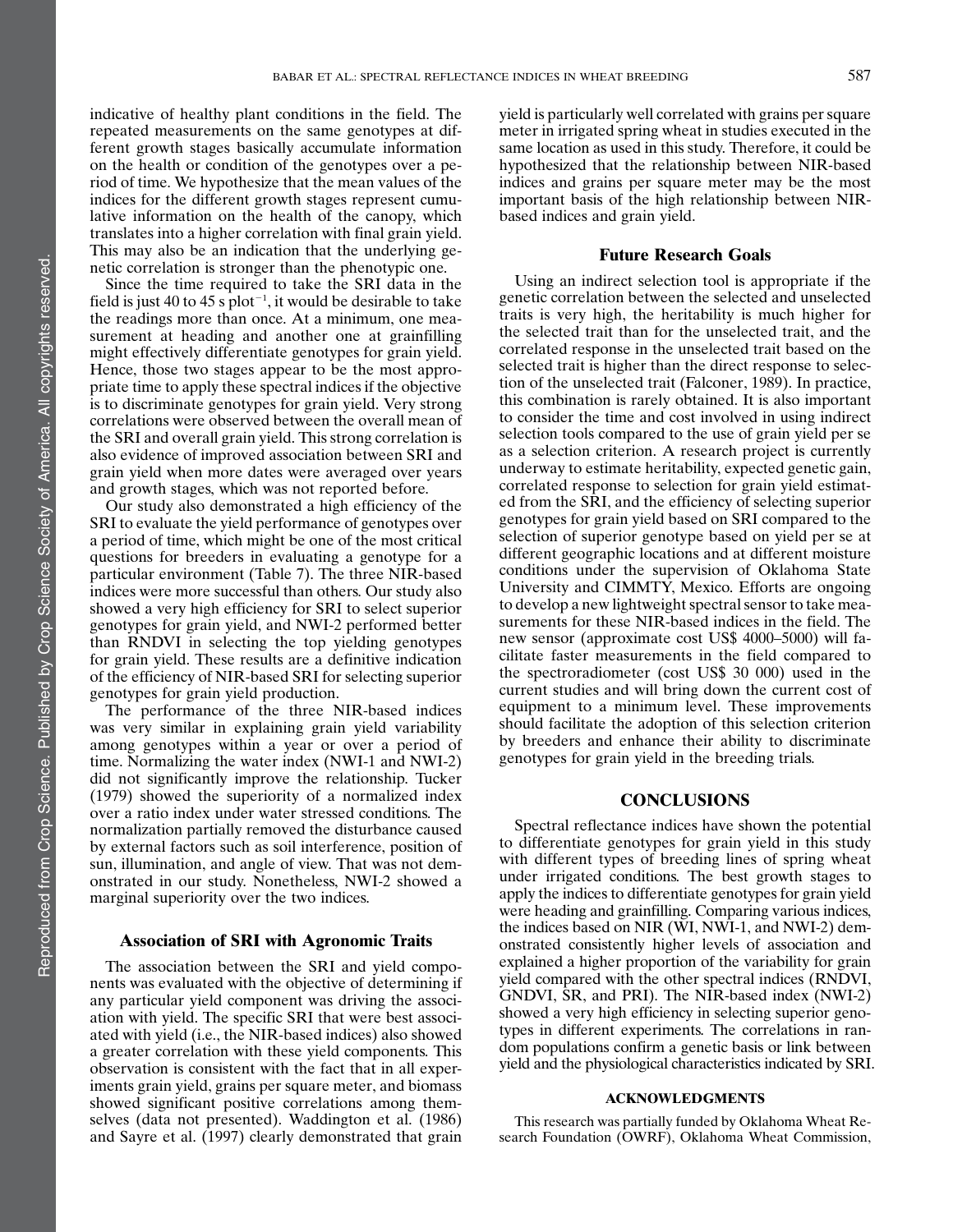indicative of healthy plant conditions in the field. The repeated measurements on the same genotypes at different growth stages basically accumulate information on the health or condition of the genotypes over a period of time. We hypothesize that the mean values of the indices for the different growth stages represent cumulative information on the health of the canopy, which translates into a higher correlation with final grain yield. This may also be an indication that the underlying genetic correlation is stronger than the phenotypic one.

Since the time required to take the SRI data in the field is just 40 to 45 s plot$^{-1}$, it would be desirable to take the readings more than once. At a minimum, one measurement at heading and another one at grainfilling might effectively differentiate genotypes for grain yield. Hence, those two stages appear to be the most appropriate time to apply these spectral indices if the objective is to discriminate genotypes for grain yield. Very strong correlations were observed between the overall mean of the SRI and overall grain yield. This strong correlation is also evidence of improved association between SRI and grain yield when more dates were averaged over years and growth stages, which was not reported before.

Our study also demonstrated a high efficiency of the SRI to evaluate the yield performance of genotypes over a period of time, which might be one of the most critical questions for breeders in evaluating a genotype for a particular environment (Table 7). The three NIR-based indices were more successful than others. Our study also showed a very high efficiency for SRI to select superior genotypes for grain yield, and NWI-2 performed better than RNDVI in selecting the top yielding genotypes for grain yield. These results are a definitive indication of the efficiency of NIR-based SRI for selecting superior genotypes for grain yield production.

The performance of the three NIR-based indices was very similar in explaining grain yield variability among genotypes within a year or over a period of time. Normalizing the water index (NWI-1 and NWI-2) did not significantly improve the relationship. Tucker (1979) showed the superiority of a normalized index over a ratio index under water stressed conditions. The normalization partially removed the disturbance caused by external factors such as soil interference, position of sun, illumination, and angle of view. That was not demonstrated in our study. Nonetheless, NWI-2 showed a marginal superiority over the two indices.

### Association of SRI with Agronomic Traits

The association between the SRI and yield components was evaluated with the objective of determining if any particular yield component was driving the association with yield. The specific SRI that were best associated with yield (i.e., the NIR-based indices) also showed a greater correlation with these yield components. This observation is consistent with the fact that in all experiments grain yield, grains per square meter, and biomass showed significant positive correlations among themselves (data not presented). Waddington et al. (1986) and Sayre et al. (1997) clearly demonstrated that grain yield is particularly well correlated with grains per square meter in irrigated spring wheat in studies executed in the same location as used in this study. Therefore, it could be hypothesized that the relationship between NIR-based indices and grains per square meter may be the most important basis of the high relationship between NIR-based indices and grain yield.

### Future Research Goals

Using an indirect selection tool is appropriate if the genetic correlation between the selected and unselected traits is very high, the heritability is much higher for the selected trait than for the unselected trait, and the correlated response in the unselected trait based on the selected trait is higher than the direct response to selection of the unselected trait (Falconer, 1989). In practice, this combination is rarely obtained. It is also important to consider the time and cost involved in using indirect selection tools compared to the use of grain yield per se as a selection criterion. A research project is currently underway to estimate heritability, expected genetic gain, correlated response to selection for grain yield estimated from the SRI, and the efficiency of selecting superior genotypes for grain yield based on SRI compared to the selection of superior genotype based on yield per se at different geographic locations and at different moisture conditions under the supervision of Oklahoma State University and CIMMTY, Mexico. Efforts are ongoing to develop a new lightweight spectral sensor to take measurements for these NIR-based indices in the field. The new sensor (approximate cost US$ 4000–5000) will facilitate faster measurements in the field compared to the spectroradiometer (cost US$ 30 000) used in the current studies and will bring down the current cost of equipment to a minimum level. These improvements should facilitate the adoption of this selection criterion by breeders and enhance their ability to discriminate genotypes for grain yield in the breeding trials.

## CONCLUSIONS

Spectral reflectance indices have shown the potential to differentiate genotypes for grain yield in this study with different types of breeding lines of spring wheat under irrigated conditions. The best growth stages to apply the indices to differentiate genotypes for grain yield were heading and grainfilling. Comparing various indices, the indices based on NIR (WI, NWI-1, and NWI-2) demonstrated consistently higher levels of association and explained a higher proportion of the variability for grain yield compared with the other spectral indices (RNDVI, GNDVI, SR, and PRI). The NIR-based index (NWI-2) showed a very high efficiency in selecting superior genotypes in different experiments. The correlations in random populations confirm a genetic basis or link between yield and the physiological characteristics indicated by SRI.

#### ACKNOWLEDGMENTS

This research was partially funded by Oklahoma Wheat Research Foundation (OWRF), Oklahoma Wheat Commission,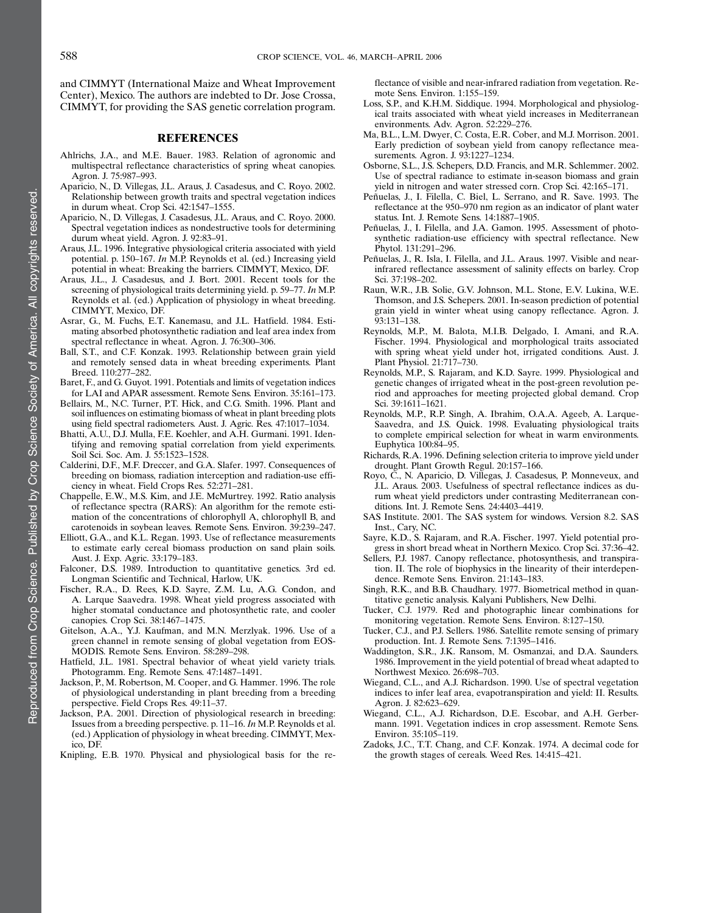and CIMMYT (International Maize and Wheat Improvement Center), Mexico. The authors are indebted to Dr. Jose Crossa, CIMMYT, for providing the SAS genetic correlation program.

## REFERENCES

Ahlrichs, J.A., and M.E. Bauer. 1983. Relation of agronomic and multispectral reflectance characteristics of spring wheat canopies. Agron. J. 75:987–993.

Aparicio, N., D. Villegas, J.L. Araus, J. Casadesus, and C. Royo. 2002. Relationship between growth traits and spectral vegetation indices in durum wheat. Crop Sci. 42:1547–1555.

Aparicio, N., D. Villegas, J. Casadesus, J.L. Araus, and C. Royo. 2000. Spectral vegetation indices as nondestructive tools for determining durum wheat yield. Agron. J. 92:83–91.

Araus, J.L. 1996. Integrative physiological criteria associated with yield potential. p. 150–167. *In* M.P. Reynolds et al. (ed.) Increasing yield potential in wheat: Breaking the barriers. CIMMYT, Mexico, DF.

Araus, J.L., J. Casadesus, and J. Bort. 2001. Recent tools for the screening of physiological traits determining yield. p. 59–77. *In* M.P. Reynolds et al. (ed.) Application of physiology in wheat breeding. CIMMYT, Mexico, DF.

Asrar, G., M. Fuchs, E.T. Kanemasu, and J.L. Hatfield. 1984. Estimating absorbed photosynthetic radiation and leaf area index from spectral reflectance in wheat. Agron. J. 76:300–306.

Ball, S.T., and C.F. Konzak. 1993. Relationship between grain yield and remotely sensed data in wheat breeding experiments. Plant Breed. 110:277–282.

Baret, F., and G. Guyot. 1991. Potentials and limits of vegetation indices for LAI and APAR assessment. Remote Sens. Environ. 35:161–173.

Bellairs, M., N.C. Turner, P.T. Hick, and C.G. Smith. 1996. Plant and soil influences on estimating biomass of wheat in plant breeding plots using field spectral radiometers. Aust. J. Agric. Res. 47:1017–1034.

Bhatti, A.U., D.J. Mulla, F.E. Koehler, and A.H. Gurmani. 1991. Identifying and removing spatial correlation from yield experiments. Soil Sci. Soc. Am. J. 55:1523–1528.

Calderini, D.F., M.F. Dreccer, and G.A. Slafer. 1997. Consequences of breeding on biomass, radiation interception and radiation-use efficiency in wheat. Field Crops Res. 52:271–281.

Chappelle, E.W., M.S. Kim, and J.E. McMurtrey. 1992. Ratio analysis of reflectance spectra (RARS): An algorithm for the remote estimation of the concentrations of chlorophyll A, chlorophyll B, and carotenoids in soybean leaves. Remote Sens. Environ. 39:239–247.

Elliott, G.A., and K.L. Regan. 1993. Use of reflectance measurements to estimate early cereal biomass production on sand plain soils. Aust. J. Exp. Agric. 33:179–183.

Falconer, D.S. 1989. Introduction to quantitative genetics. 3rd ed. Longman Scientific and Technical, Harlow, UK.

Fischer, R.A., D. Rees, K.D. Sayre, Z.M. Lu, A.G. Condon, and A. Larque Saavedra. 1998. Wheat yield progress associated with higher stomatal conductance and photosynthetic rate, and cooler canopies. Crop Sci. 38:1467–1475.

Gitelson, A.A., Y.J. Kaufman, and M.N. Merzlyak. 1996. Use of a green channel in remote sensing of global vegetation from EOS-MODIS. Remote Sens. Environ. 58:289–298.

Hatfield, J.L. 1981. Spectral behavior of wheat yield variety trials. Photogramm. Eng. Remote Sens. 47:1487–1491.

Jackson, P., M. Robertson, M. Cooper, and G. Hammer. 1996. The role of physiological understanding in plant breeding from a breeding perspective. Field Crops Res. 49:11–37.

Jackson, P.A. 2001. Direction of physiological research in breeding: Issues from a breeding perspective. p. 11–16. *In* M.P. Reynolds et al. (ed.) Application of physiology in wheat breeding. CIMMYT, Mexico, DF.

Knipling, E.B. 1970. Physical and physiological basis for the reflectance of visible and near-infrared radiation from vegetation. Remote Sens. Environ. 1:155–159.

Loss, S.P., and K.H.M. Siddique. 1994. Morphological and physiological traits associated with wheat yield increases in Mediterranean environments. Adv. Agron. 52:229–276.

Ma, B.L., L.M. Dwyer, C. Costa, E.R. Cober, and M.J. Morrison. 2001. Early prediction of soybean yield from canopy reflectance measurements. Agron. J. 93:1227–1234.

Osborne, S.L., J.S. Schepers, D.D. Francis, and M.R. Schlemmer. 2002. Use of spectral radiance to estimate in-season biomass and grain yield in nitrogen and water stressed corn. Crop Sci. 42:165–171.

Peñuelas, J., I. Filella, C. Biel, L. Serrano, and R. Save. 1993. The reflectance at the 950–970 nm region as an indicator of plant water status. Int. J. Remote Sens. 14:1887–1905.

Peñuelas, J., I. Filella, and J.A. Gamon. 1995. Assessment of photosynthetic radiation-use efficiency with spectral reflectance. New Phytol. 131:291–296.

Peñuelas, J., R. Isla, I. Filella, and J.L. Araus. 1997. Visible and near-infrared reflectance assessment of salinity effects on barley. Crop Sci. 37:198–202.

Raun, W.R., J.B. Solie, G.V. Johnson, M.L. Stone, E.V. Lukina, W.E. Thomson, and J.S. Schepers. 2001. In-season prediction of potential grain yield in winter wheat using canopy reflectance. Agron. J. 93:131–138.

Reynolds, M.P., M. Balota, M.I.B. Delgado, I. Amani, and R.A. Fischer. 1994. Physiological and morphological traits associated with spring wheat yield under hot, irrigated conditions. Aust. J. Plant Physiol. 21:717–730.

Reynolds, M.P., S. Rajaram, and K.D. Sayre. 1999. Physiological and genetic changes of irrigated wheat in the post-green revolution period and approaches for meeting projected global demand. Crop Sci. 39:1611–1621.

Reynolds, M.P., R.P. Singh, A. Ibrahim, O.A.A. Ageeb, A. Larque-Saavedra, and J.S. Quick. 1998. Evaluating physiological traits to complete empirical selection for wheat in warm environments. Euphytica 100:84–95.

Richards, R.A. 1996. Defining selection criteria to improve yield under drought. Plant Growth Regul. 20:157–166.

Royo, C., N. Aparicio, D. Villegas, J. Casadesus, P. Monneveux, and J.L. Araus. 2003. Usefulness of spectral reflectance indices as durum wheat yield predictors under contrasting Mediterranean conditions. Int. J. Remote Sens. 24:4403–4419.

SAS Institute. 2001. The SAS system for windows. Version 8.2. SAS Inst., Cary, NC.

Sayre, K.D., S. Rajaram, and R.A. Fischer. 1997. Yield potential progress in short bread wheat in Northern Mexico. Crop Sci. 37:36–42.

Sellers, P.J. 1987. Canopy reflectance, photosynthesis, and transpiration. II. The role of biophysics in the linearity of their interdependence. Remote Sens. Environ. 21:143–183.

Singh, R.K., and B.B. Chaudhary. 1977. Biometrical method in quantitative genetic analysis. Kalyani Publishers, New Delhi.

Tucker, C.J. 1979. Red and photographic linear combinations for monitoring vegetation. Remote Sens. Environ. 8:127–150.

Tucker, C.J., and P.J. Sellers. 1986. Satellite remote sensing of primary production. Int. J. Remote Sens. 7:1395–1416.

Waddington, S.R., J.K. Ransom, M. Osmanzai, and D.A. Saunders. 1986. Improvement in the yield potential of bread wheat adapted to Northwest Mexico. Crop Sci. 26:698–703.

Wiegand, C.L., and A.J. Richardson. 1990. Use of spectral vegetation indices to infer leaf area, evapotranspiration and yield: II. Results. Agron. J. 82:623–629.

Wiegand, C.L., A.J. Richardson, D.E. Escobar, and A.H. Gerbermann. 1991. Vegetation indices in crop assessment. Remote Sens. Environ. 35:105–119.

Zadoks, J.C., T.T. Chang, and C.F. Konzak. 1974. A decimal code for the growth stages of cereals. Weed Res. 14:415–421.